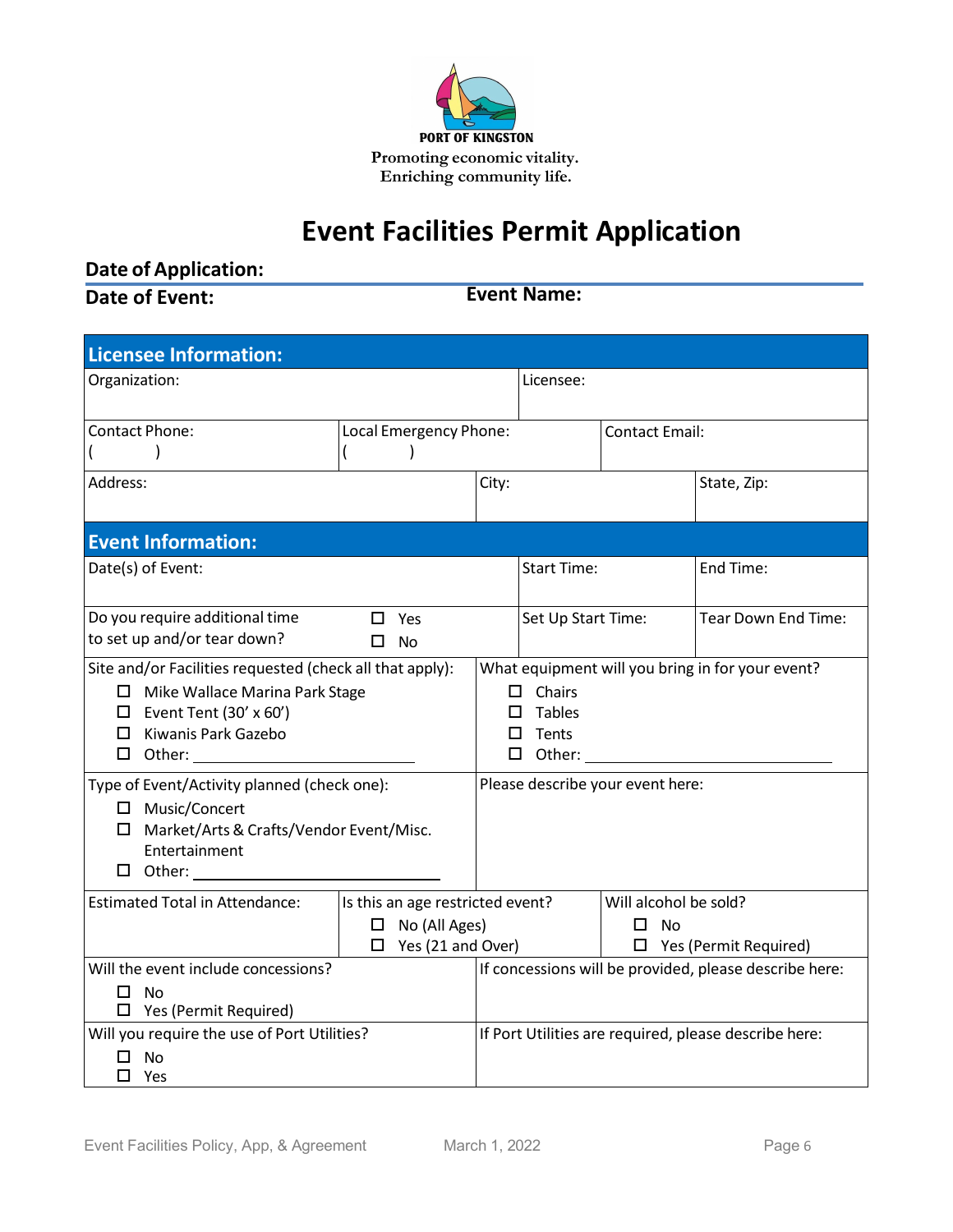PORT OF KINGSTON

Promoting economic vitality.
Enriching community life.

# Event Facilities Permit Application

**Date of Application:**

**Date of Event:** **Event Name:**

## Licensee Information:

| Organization: | | Licensee: | |
|---|---|---|---|
| Contact Phone: ( ) | Local Emergency Phone: ( ) | Contact Email: | |
| Address: | | City: | State, Zip: |

## Event Information:

| Date(s) of Event: | | Start Time: | End Time: |
|---|---|---|---|
| Do you require additional time to set up and/or tear down? | ☐ Yes ☐ No | Set Up Start Time: | Tear Down End Time: |

**Site and/or Facilities requested (check all that apply):**

- ☐ Mike Wallace Marina Park Stage
- ☐ Event Tent (30' x 60')
- ☐ Kiwanis Park Gazebo
- ☐ Other: ____________________

**What equipment will you bring in for your event?**

- ☐ Chairs
- ☐ Tables
- ☐ Tents
- ☐ Other: ____________________

**Type of Event/Activity planned (check one):**

- ☐ Music/Concert
- ☐ Market/Arts & Crafts/Vendor Event/Misc. Entertainment
- ☐ Other: ____________________

**Please describe your event here:**

| Estimated Total in Attendance: | Is this an age restricted event? | Will alcohol be sold? |
|---|---|---|
| | ☐ No (All Ages) ☐ Yes (21 and Over) | ☐ No ☐ Yes (Permit Required) |

| Will the event include concessions? | If concessions will be provided, please describe here: |
|---|---|
| ☐ No ☐ Yes (Permit Required) | |

| Will you require the use of Port Utilities? | If Port Utilities are required, please describe here: |
|---|---|
| ☐ No ☐ Yes | |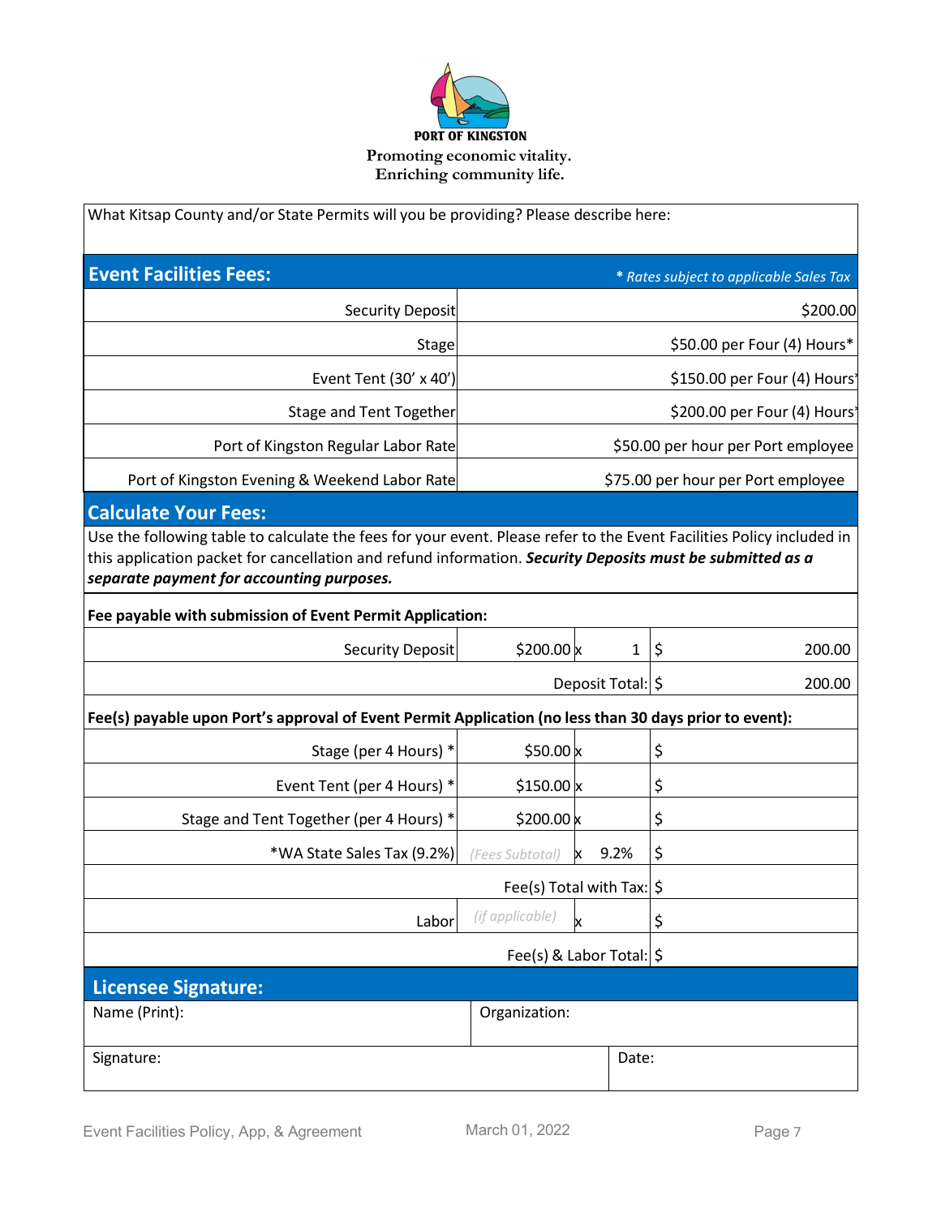**PORT OF KINGSTON**
**Promoting economic vitality.**
**Enriching community life.**

What Kitsap County and/or State Permits will you be providing? Please describe here:

## Event Facilities Fees:

*\* Rates subject to applicable Sales Tax*

| Item | Rate |
|---|---|
| Security Deposit | $200.00 |
| Stage | $50.00 per Four (4) Hours* |
| Event Tent (30' x 40') | $150.00 per Four (4) Hours* |
| Stage and Tent Together | $200.00 per Four (4) Hours* |
| Port of Kingston Regular Labor Rate | $50.00 per hour per Port employee |
| Port of Kingston Evening & Weekend Labor Rate | $75.00 per hour per Port employee |

## Calculate Your Fees:

Use the following table to calculate the fees for your event. Please refer to the Event Facilities Policy included in this application packet for cancellation and refund information. ***Security Deposits must be submitted as a separate payment for accounting purposes.***

**Fee payable with submission of Event Permit Application:**

| Item | Rate | Qty | Amount |
|---|---|---|---|
| Security Deposit | $200.00 | x 1 | $ 200.00 |
| | | Deposit Total: | $ 200.00 |

**Fee(s) payable upon Port's approval of Event Permit Application (no less than 30 days prior to event):**

| Item | Rate | Qty | Amount |
|---|---|---|---|
| Stage (per 4 Hours) * | $50.00 | x | $ |
| Event Tent (per 4 Hours) * | $150.00 | x | $ |
| Stage and Tent Together (per 4 Hours) * | $200.00 | x | $ |
| *WA State Sales Tax (9.2%) | *(Fees Subtotal)* | x 9.2% | $ |
| | | Fee(s) Total with Tax: | $ |
| Labor | *(if applicable)* | x | $ |
| | | Fee(s) & Labor Total: | $ |

## Licensee Signature:

| Name (Print): | Organization: |
|---|---|
| Signature: | Date: |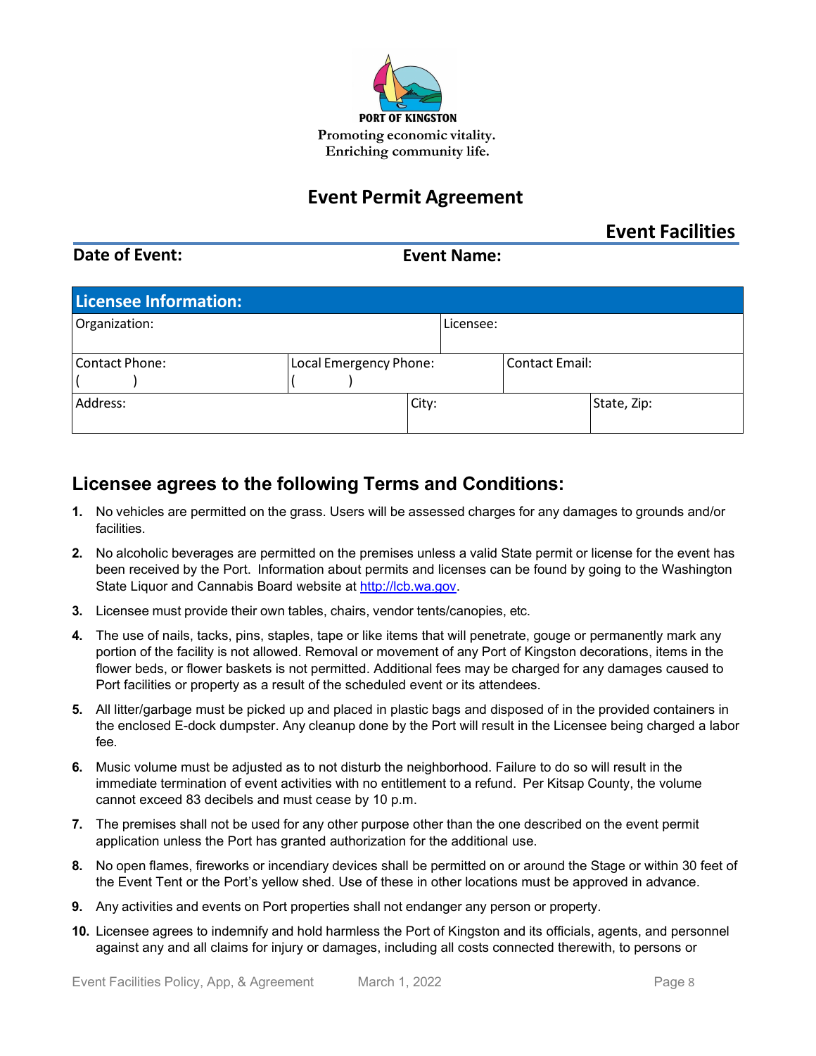**PORT OF KINGSTON**

Promoting economic vitality.
Enriching community life.

# Event Permit Agreement

## Event Facilities

**Date of Event:** **Event Name:**

| Licensee Information: | | | | |
|---|---|---|---|---|
| Organization: | | Licensee: | | |
| Contact Phone: ( ) | Local Emergency Phone: ( ) | | Contact Email: | |
| Address: | | City: | | State, Zip: |

## Licensee agrees to the following Terms and Conditions:

1. No vehicles are permitted on the grass. Users will be assessed charges for any damages to grounds and/or facilities.
2. No alcoholic beverages are permitted on the premises unless a valid State permit or license for the event has been received by the Port. Information about permits and licenses can be found by going to the Washington State Liquor and Cannabis Board website at [http://lcb.wa.gov](http://lcb.wa.gov).
3. Licensee must provide their own tables, chairs, vendor tents/canopies, etc.
4. The use of nails, tacks, pins, staples, tape or like items that will penetrate, gouge or permanently mark any portion of the facility is not allowed. Removal or movement of any Port of Kingston decorations, items in the flower beds, or flower baskets is not permitted. Additional fees may be charged for any damages caused to Port facilities or property as a result of the scheduled event or its attendees.
5. All litter/garbage must be picked up and placed in plastic bags and disposed of in the provided containers in the enclosed E-dock dumpster. Any cleanup done by the Port will result in the Licensee being charged a labor fee.
6. Music volume must be adjusted as to not disturb the neighborhood. Failure to do so will result in the immediate termination of event activities with no entitlement to a refund. Per Kitsap County, the volume cannot exceed 83 decibels and must cease by 10 p.m.
7. The premises shall not be used for any other purpose other than the one described on the event permit application unless the Port has granted authorization for the additional use.
8. No open flames, fireworks or incendiary devices shall be permitted on or around the Stage or within 30 feet of the Event Tent or the Port's yellow shed. Use of these in other locations must be approved in advance.
9. Any activities and events on Port properties shall not endanger any person or property.
10. Licensee agrees to indemnify and hold harmless the Port of Kingston and its officials, agents, and personnel against any and all claims for injury or damages, including all costs connected therewith, to persons or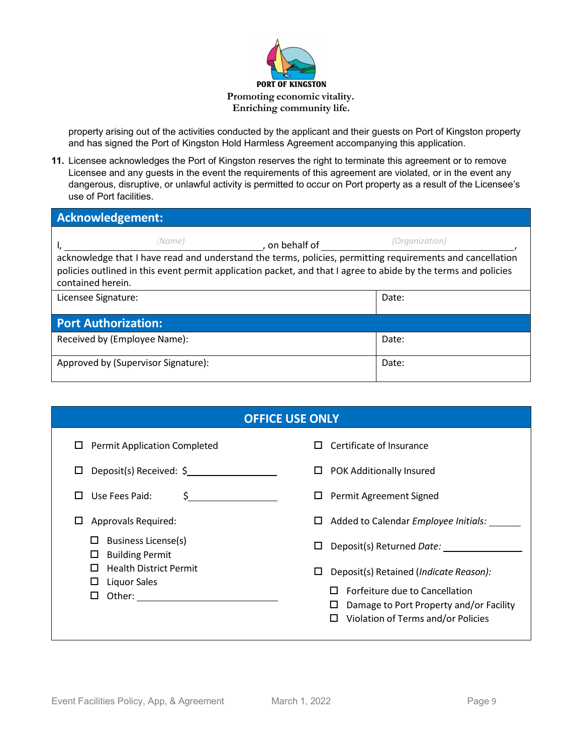PORT OF KINGSTON
Promoting economic vitality.
Enriching community life.

property arising out of the activities conducted by the applicant and their guests on Port of Kingston property and has signed the Port of Kingston Hold Harmless Agreement accompanying this application.

**11.** Licensee acknowledges the Port of Kingston reserves the right to terminate this agreement or to remove Licensee and any guests in the event the requirements of this agreement are violated, or in the event any dangerous, disruptive, or unlawful activity is permitted to occur on Port property as a result of the Licensee's use of Port facilities.

## Acknowledgement:

I, ____________________ *(Name)*, on behalf of ____________________ *(Organization)*, acknowledge that I have read and understand the terms, policies, permitting requirements and cancellation policies outlined in this event permit application packet, and that I agree to abide by the terms and policies contained herein.

| Licensee Signature: | Date: |
|---|---|

## Port Authorization:

| Received by (Employee Name): | Date: |
|---|---|
| Approved by (Supervisor Signature): | Date: |

## OFFICE USE ONLY

- ☐ Permit Application Completed
- ☐ Deposit(s) Received: $__________
- ☐ Use Fees Paid: $__________
- ☐ Approvals Required:
  - ☐ Business License(s)
  - ☐ Building Permit
  - ☐ Health District Permit
  - ☐ Liquor Sales
  - ☐ Other: __________
- ☐ Certificate of Insurance
- ☐ POK Additionally Insured
- ☐ Permit Agreement Signed
- ☐ Added to Calendar *Employee Initials:* ______
- ☐ Deposit(s) Returned *Date:* __________
- ☐ Deposit(s) Retained (*Indicate Reason):*
  - ☐ Forfeiture due to Cancellation
  - ☐ Damage to Port Property and/or Facility
  - ☐ Violation of Terms and/or Policies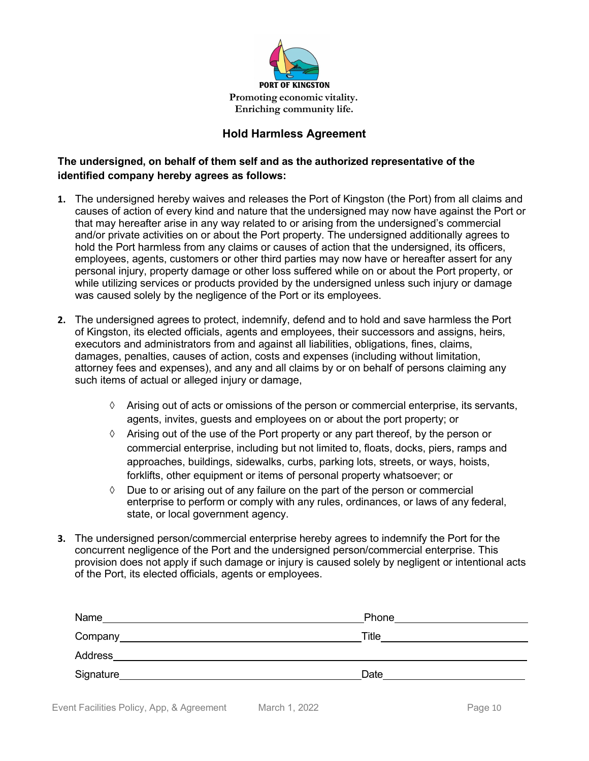PORT OF KINGSTON

Promoting economic vitality.
Enriching community life.

## Hold Harmless Agreement

**The undersigned, on behalf of them self and as the authorized representative of the identified company hereby agrees as follows:**

1. The undersigned hereby waives and releases the Port of Kingston (the Port) from all claims and causes of action of every kind and nature that the undersigned may now have against the Port or that may hereafter arise in any way related to or arising from the undersigned's commercial and/or private activities on or about the Port property. The undersigned additionally agrees to hold the Port harmless from any claims or causes of action that the undersigned, its officers, employees, agents, customers or other third parties may now have or hereafter assert for any personal injury, property damage or other loss suffered while on or about the Port property, or while utilizing services or products provided by the undersigned unless such injury or damage was caused solely by the negligence of the Port or its employees.

2. The undersigned agrees to protect, indemnify, defend and to hold and save harmless the Port of Kingston, its elected officials, agents and employees, their successors and assigns, heirs, executors and administrators from and against all liabilities, obligations, fines, claims, damages, penalties, causes of action, costs and expenses (including without limitation, attorney fees and expenses), and any and all claims by or on behalf of persons claiming any such items of actual or alleged injury or damage,

   - ◊ Arising out of acts or omissions of the person or commercial enterprise, its servants, agents, invites, guests and employees on or about the port property; or
   - ◊ Arising out of the use of the Port property or any part thereof, by the person or commercial enterprise, including but not limited to, floats, docks, piers, ramps and approaches, buildings, sidewalks, curbs, parking lots, streets, or ways, hoists, forklifts, other equipment or items of personal property whatsoever; or
   - ◊ Due to or arising out of any failure on the part of the person or commercial enterprise to perform or comply with any rules, ordinances, or laws of any federal, state, or local government agency.

3. The undersigned person/commercial enterprise hereby agrees to indemnify the Port for the concurrent negligence of the Port and the undersigned person/commercial enterprise. This provision does not apply if such damage or injury is caused solely by negligent or intentional acts of the Port, its elected officials, agents or employees.

Name________________________________________ Phone______________________

Company_____________________________________ Title_______________________

Address_____________________________________________________________________

Signature___________________________________ Date_______________________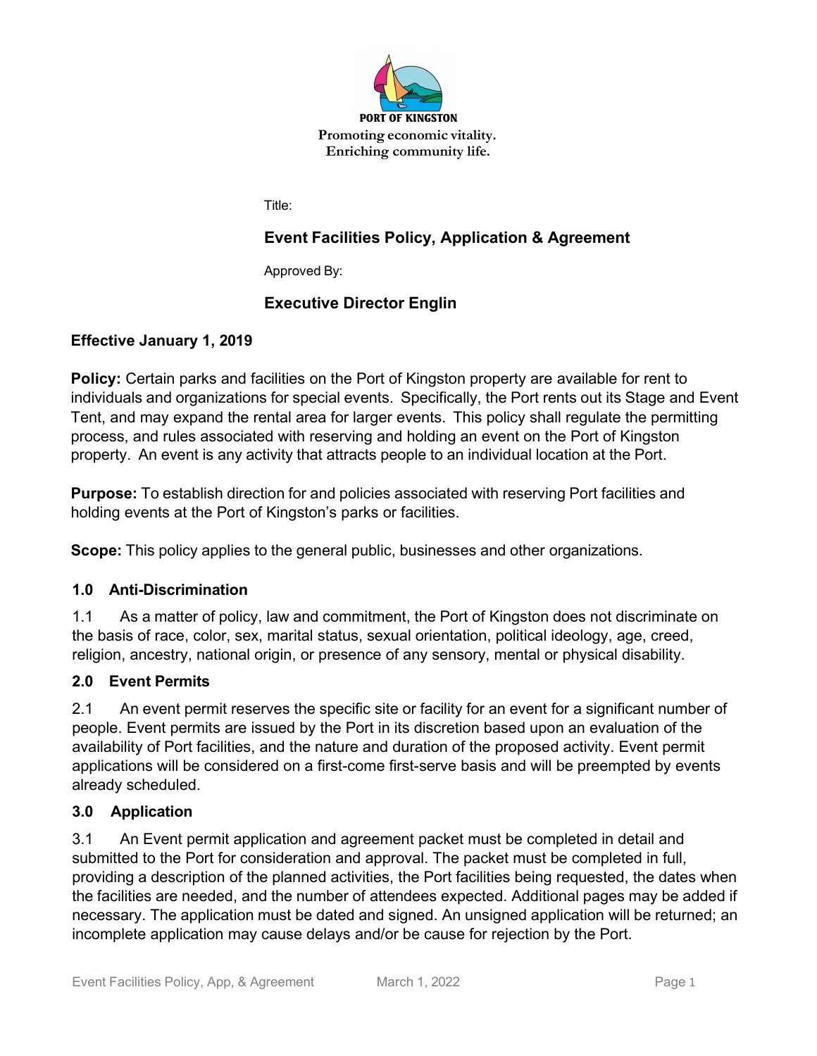PORT OF KINGSTON

Promoting economic vitality.
Enriching community life.

Title:

**Event Facilities Policy, Application & Agreement**

Approved By:

**Executive Director Englin**

**Effective January 1, 2019**

**Policy:** Certain parks and facilities on the Port of Kingston property are available for rent to individuals and organizations for special events. Specifically, the Port rents out its Stage and Event Tent, and may expand the rental area for larger events. This policy shall regulate the permitting process, and rules associated with reserving and holding an event on the Port of Kingston property. An event is any activity that attracts people to an individual location at the Port.

**Purpose:** To establish direction for and policies associated with reserving Port facilities and holding events at the Port of Kingston's parks or facilities.

**Scope:** This policy applies to the general public, businesses and other organizations.

## 1.0 Anti-Discrimination

1.1 As a matter of policy, law and commitment, the Port of Kingston does not discriminate on the basis of race, color, sex, marital status, sexual orientation, political ideology, age, creed, religion, ancestry, national origin, or presence of any sensory, mental or physical disability.

## 2.0 Event Permits

2.1 An event permit reserves the specific site or facility for an event for a significant number of people. Event permits are issued by the Port in its discretion based upon an evaluation of the availability of Port facilities, and the nature and duration of the proposed activity. Event permit applications will be considered on a first-come first-serve basis and will be preempted by events already scheduled.

## 3.0 Application

3.1 An Event permit application and agreement packet must be completed in detail and submitted to the Port for consideration and approval. The packet must be completed in full, providing a description of the planned activities, the Port facilities being requested, the dates when the facilities are needed, and the number of attendees expected. Additional pages may be added if necessary. The application must be dated and signed. An unsigned application will be returned; an incomplete application may cause delays and/or be cause for rejection by the Port.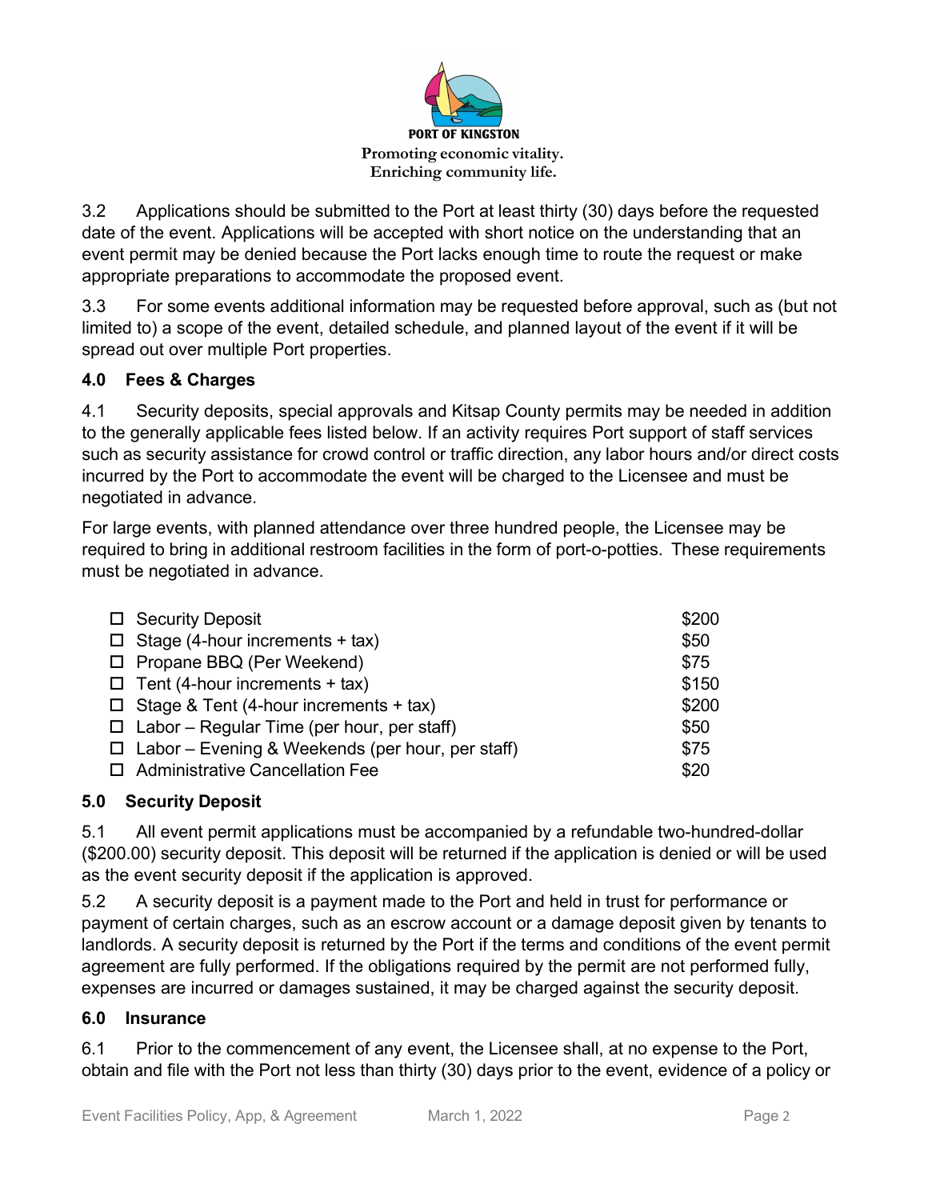PORT OF KINGSTON

Promoting economic vitality.
Enriching community life.

3.2 Applications should be submitted to the Port at least thirty (30) days before the requested date of the event. Applications will be accepted with short notice on the understanding that an event permit may be denied because the Port lacks enough time to route the request or make appropriate preparations to accommodate the proposed event.

3.3 For some events additional information may be requested before approval, such as (but not limited to) a scope of the event, detailed schedule, and planned layout of the event if it will be spread out over multiple Port properties.

## 4.0 Fees & Charges

4.1 Security deposits, special approvals and Kitsap County permits may be needed in addition to the generally applicable fees listed below. If an activity requires Port support of staff services such as security assistance for crowd control or traffic direction, any labor hours and/or direct costs incurred by the Port to accommodate the event will be charged to the Licensee and must be negotiated in advance.

For large events, with planned attendance over three hundred people, the Licensee may be required to bring in additional restroom facilities in the form of port-o-potties. These requirements must be negotiated in advance.

| Item | Fee |
|---|---|
| ☐ Security Deposit | $200 |
| ☐ Stage (4-hour increments + tax) | $50 |
| ☐ Propane BBQ (Per Weekend) | $75 |
| ☐ Tent (4-hour increments + tax) | $150 |
| ☐ Stage & Tent (4-hour increments + tax) | $200 |
| ☐ Labor – Regular Time (per hour, per staff) | $50 |
| ☐ Labor – Evening & Weekends (per hour, per staff) | $75 |
| ☐ Administrative Cancellation Fee | $20 |

## 5.0 Security Deposit

5.1 All event permit applications must be accompanied by a refundable two-hundred-dollar ($200.00) security deposit. This deposit will be returned if the application is denied or will be used as the event security deposit if the application is approved.

5.2 A security deposit is a payment made to the Port and held in trust for performance or payment of certain charges, such as an escrow account or a damage deposit given by tenants to landlords. A security deposit is returned by the Port if the terms and conditions of the event permit agreement are fully performed. If the obligations required by the permit are not performed fully, expenses are incurred or damages sustained, it may be charged against the security deposit.

## 6.0 Insurance

6.1 Prior to the commencement of any event, the Licensee shall, at no expense to the Port, obtain and file with the Port not less than thirty (30) days prior to the event, evidence of a policy or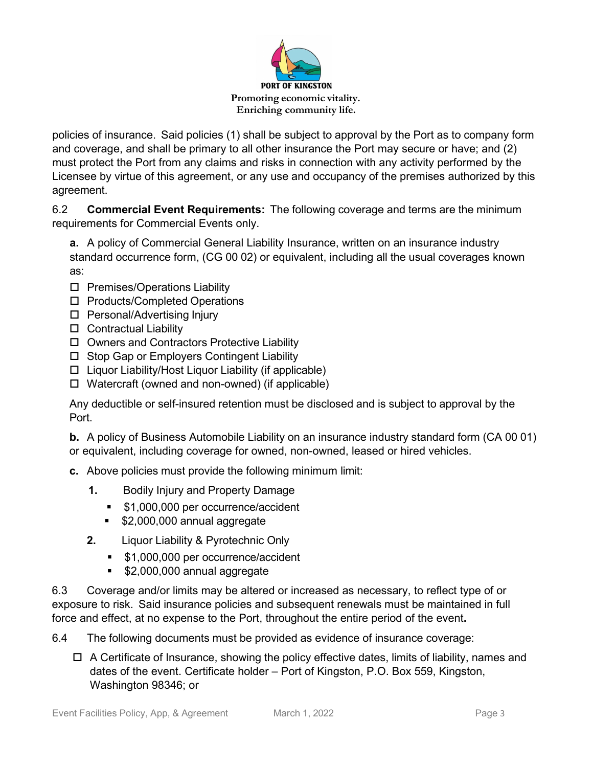policies of insurance. Said policies (1) shall be subject to approval by the Port as to company form and coverage, and shall be primary to all other insurance the Port may secure or have; and (2) must protect the Port from any claims and risks in connection with any activity performed by the Licensee by virtue of this agreement, or any use and occupancy of the premises authorized by this agreement.

6.2 **Commercial Event Requirements:** The following coverage and terms are the minimum requirements for Commercial Events only.

**a.** A policy of Commercial General Liability Insurance, written on an insurance industry standard occurrence form, (CG 00 02) or equivalent, including all the usual coverages known as:

- ☐ Premises/Operations Liability
- ☐ Products/Completed Operations
- ☐ Personal/Advertising Injury
- ☐ Contractual Liability
- ☐ Owners and Contractors Protective Liability
- ☐ Stop Gap or Employers Contingent Liability
- ☐ Liquor Liability/Host Liquor Liability (if applicable)
- ☐ Watercraft (owned and non-owned) (if applicable)

Any deductible or self-insured retention must be disclosed and is subject to approval by the Port.

**b.** A policy of Business Automobile Liability on an insurance industry standard form (CA 00 01) or equivalent, including coverage for owned, non-owned, leased or hired vehicles.

**c.** Above policies must provide the following minimum limit:

**1.** Bodily Injury and Property Damage

- $1,000,000 per occurrence/accident
- $2,000,000 annual aggregate

**2.** Liquor Liability & Pyrotechnic Only

- $1,000,000 per occurrence/accident
- $2,000,000 annual aggregate

6.3 Coverage and/or limits may be altered or increased as necessary, to reflect type of or exposure to risk. Said insurance policies and subsequent renewals must be maintained in full force and effect, at no expense to the Port, throughout the entire period of the event.

6.4 The following documents must be provided as evidence of insurance coverage:

- ☐ A Certificate of Insurance, showing the policy effective dates, limits of liability, names and dates of the event. Certificate holder – Port of Kingston, P.O. Box 559, Kingston, Washington 98346; or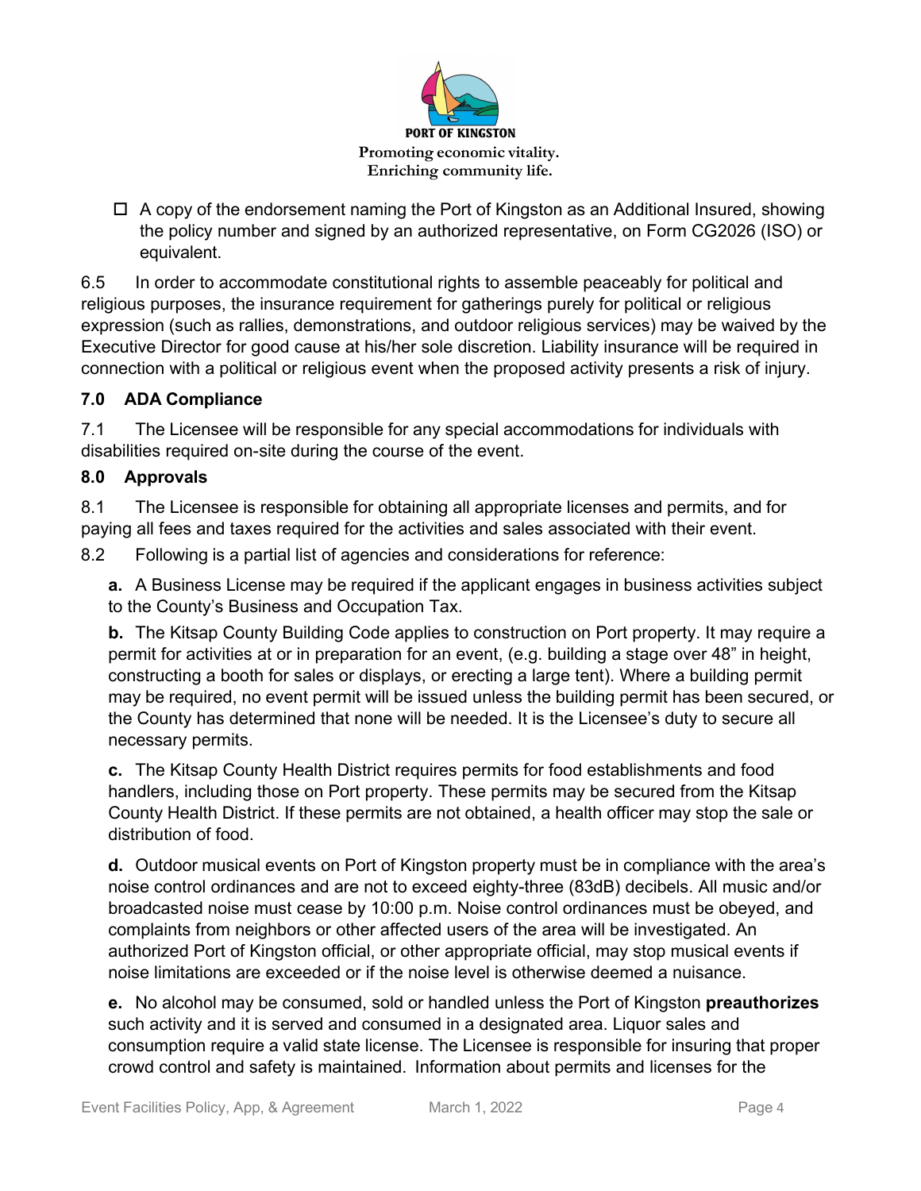- ☐ A copy of the endorsement naming the Port of Kingston as an Additional Insured, showing the policy number and signed by an authorized representative, on Form CG2026 (ISO) or equivalent.

6.5 In order to accommodate constitutional rights to assemble peaceably for political and religious purposes, the insurance requirement for gatherings purely for political or religious expression (such as rallies, demonstrations, and outdoor religious services) may be waived by the Executive Director for good cause at his/her sole discretion. Liability insurance will be required in connection with a political or religious event when the proposed activity presents a risk of injury.

## 7.0 ADA Compliance

7.1 The Licensee will be responsible for any special accommodations for individuals with disabilities required on-site during the course of the event.

## 8.0 Approvals

8.1 The Licensee is responsible for obtaining all appropriate licenses and permits, and for paying all fees and taxes required for the activities and sales associated with their event.

8.2 Following is a partial list of agencies and considerations for reference:

**a.** A Business License may be required if the applicant engages in business activities subject to the County's Business and Occupation Tax.

**b.** The Kitsap County Building Code applies to construction on Port property. It may require a permit for activities at or in preparation for an event, (e.g. building a stage over 48" in height, constructing a booth for sales or displays, or erecting a large tent). Where a building permit may be required, no event permit will be issued unless the building permit has been secured, or the County has determined that none will be needed. It is the Licensee's duty to secure all necessary permits.

**c.** The Kitsap County Health District requires permits for food establishments and food handlers, including those on Port property. These permits may be secured from the Kitsap County Health District. If these permits are not obtained, a health officer may stop the sale or distribution of food.

**d.** Outdoor musical events on Port of Kingston property must be in compliance with the area's noise control ordinances and are not to exceed eighty-three (83dB) decibels. All music and/or broadcasted noise must cease by 10:00 p.m. Noise control ordinances must be obeyed, and complaints from neighbors or other affected users of the area will be investigated. An authorized Port of Kingston official, or other appropriate official, may stop musical events if noise limitations are exceeded or if the noise level is otherwise deemed a nuisance.

**e.** No alcohol may be consumed, sold or handled unless the Port of Kingston **preauthorizes** such activity and it is served and consumed in a designated area. Liquor sales and consumption require a valid state license. The Licensee is responsible for insuring that proper crowd control and safety is maintained. Information about permits and licenses for the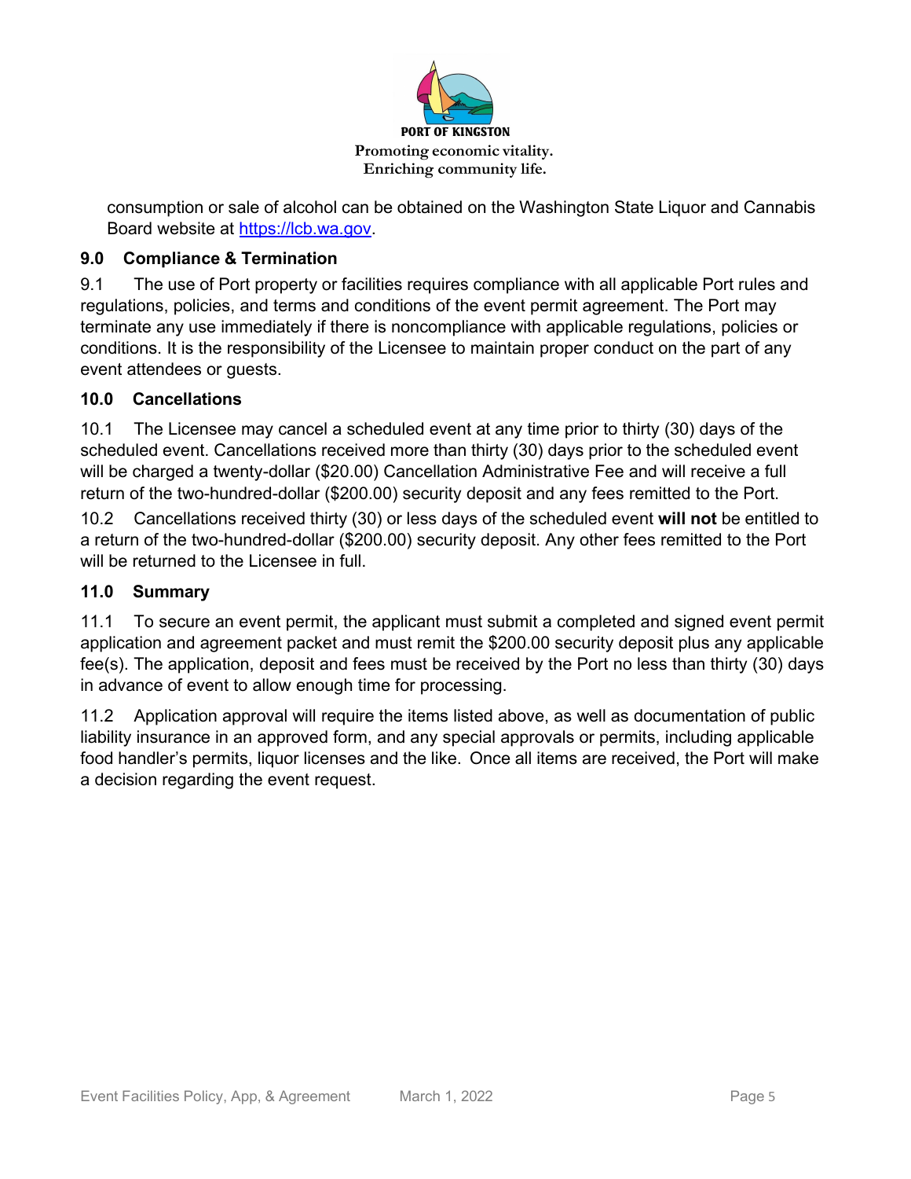consumption or sale of alcohol can be obtained on the Washington State Liquor and Cannabis Board website at https://lcb.wa.gov.

## 9.0 Compliance & Termination

9.1 The use of Port property or facilities requires compliance with all applicable Port rules and regulations, policies, and terms and conditions of the event permit agreement. The Port may terminate any use immediately if there is noncompliance with applicable regulations, policies or conditions. It is the responsibility of the Licensee to maintain proper conduct on the part of any event attendees or guests.

## 10.0 Cancellations

10.1 The Licensee may cancel a scheduled event at any time prior to thirty (30) days of the scheduled event. Cancellations received more than thirty (30) days prior to the scheduled event will be charged a twenty-dollar ($20.00) Cancellation Administrative Fee and will receive a full return of the two-hundred-dollar ($200.00) security deposit and any fees remitted to the Port.

10.2 Cancellations received thirty (30) or less days of the scheduled event **will not** be entitled to a return of the two-hundred-dollar ($200.00) security deposit. Any other fees remitted to the Port will be returned to the Licensee in full.

## 11.0 Summary

11.1 To secure an event permit, the applicant must submit a completed and signed event permit application and agreement packet and must remit the $200.00 security deposit plus any applicable fee(s). The application, deposit and fees must be received by the Port no less than thirty (30) days in advance of event to allow enough time for processing.

11.2 Application approval will require the items listed above, as well as documentation of public liability insurance in an approved form, and any special approvals or permits, including applicable food handler's permits, liquor licenses and the like. Once all items are received, the Port will make a decision regarding the event request.